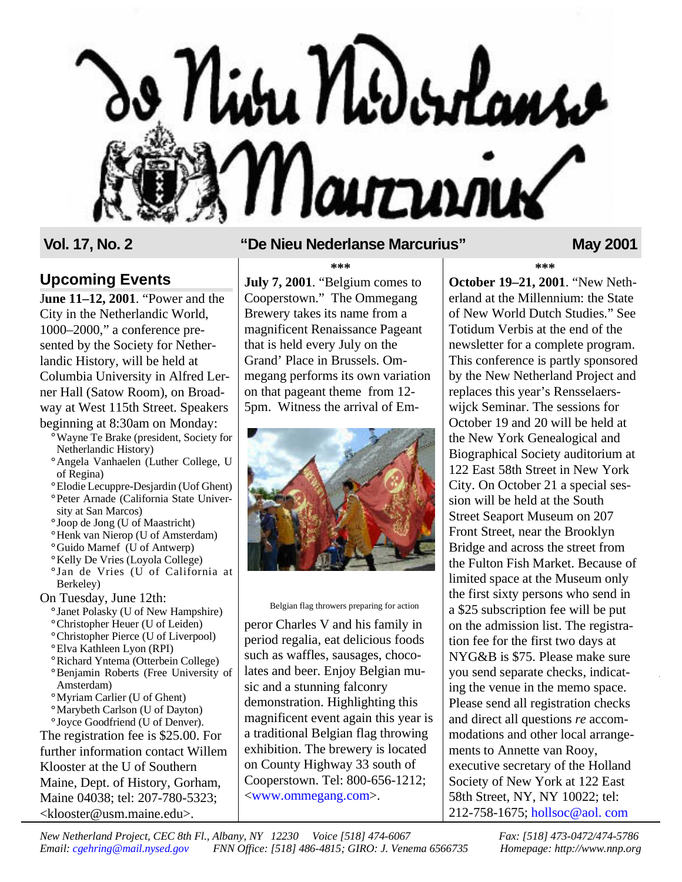# De Nieu Nederlanse Marcurius

**Vol. 17, No. 2** — **"De Nieu Nederlanse Marcurius"** — **May 2001**

## Upcoming Events

**June 11–12, 2001**. "Power and the City in the Netherlandic World, 1000–2000," a conference presented by the Society for Netherlandic History, will be held at Columbia University in Alfred Lerner Hall (Satow Room), on Broadway at West 115th Street. Speakers beginning at 8:30am on Monday:

- Wayne Te Brake (president, Society for Netherlandic History)
- Angela Vanhaelen (Luther College, U of Regina)
- Elodie Lecuppre-Desjardin (Uof Ghent)
- Peter Arnade (California State University at San Marcos)
- Joop de Jong (U of Maastricht)
- Henk van Nierop (U of Amsterdam)
- Guido Marnef (U of Antwerp)
- Kelly De Vries (Loyola College)
- Jan de Vries (U of California at Berkeley)

On Tuesday, June 12th:

- Janet Polasky (U of New Hampshire)
- Christopher Heuer (U of Leiden)
- Christopher Pierce (U of Liverpool)
- Elva Kathleen Lyon (RPI)
- Richard Yntema (Otterbein College)
- Benjamin Roberts (Free University of Amsterdam)
- Myriam Carlier (U of Ghent)
- Marybeth Carlson (U of Dayton)
- Joyce Goodfriend (U of Denver).

The registration fee is $25.00. For further information contact Willem Klooster at the U of Southern Maine, Dept. of History, Gorham, Maine 04038; tel: 207-780-5323; <klooster@usm.maine.edu>.

\*\*\*

**July 7, 2001**. "Belgium comes to Cooperstown." The Ommegang Brewery takes its name from a magnificent Renaissance Pageant that is held every July on the Grand' Place in Brussels. Ommegang performs its own variation on that pageant theme from 12-5pm. Witness the arrival of Emperor Charles V and his family in period regalia, eat delicious foods such as waffles, sausages, chocolates and beer. Enjoy Belgian music and a stunning falconry demonstration. Highlighting this magnificent event again this year is a traditional Belgian flag throwing exhibition. The brewery is located on County Highway 33 south of Cooperstown. Tel: 800-656-1212; <www.ommegang.com>.

Belgian flag throwers preparing for action

\*\*\*

**October 19–21, 2001**. "New Netherland at the Millennium: the State of New World Dutch Studies." See Totidum Verbis at the end of the newsletter for a complete program. This conference is partly sponsored by the New Netherland Project and replaces this year's Rensselaerswijck Seminar. The sessions for October 19 and 20 will be held at the New York Genealogical and Biographical Society auditorium at 122 East 58th Street in New York City. On October 21 a special session will be held at the South Street Seaport Museum on 207 Front Street, near the Brooklyn Bridge and across the street from the Fulton Fish Market. Because of limited space at the Museum only the first sixty persons who send in a $25 subscription fee will be put on the admission list. The registration fee for the first two days at NYG&B is $75. Please make sure you send separate checks, indicating the venue in the memo space. Please send all registration checks and direct all questions *re* accommodations and other local arrangements to Annette van Rooy, executive secretary of the Holland Society of New York at 122 East 58th Street, NY, NY 10022; tel: 212-758-1675; hollsoc@aol. com

*New Netherland Project, CEC 8th Fl., Albany, NY 12230 Voice [518] 474-6067 Fax: [518] 473-0472/474-5786*
*Email: cgehring@mail.nysed.gov FNN Office: [518] 486-4815; GIRO: J. Venema 6566735 Homepage: http://www.nnp.org*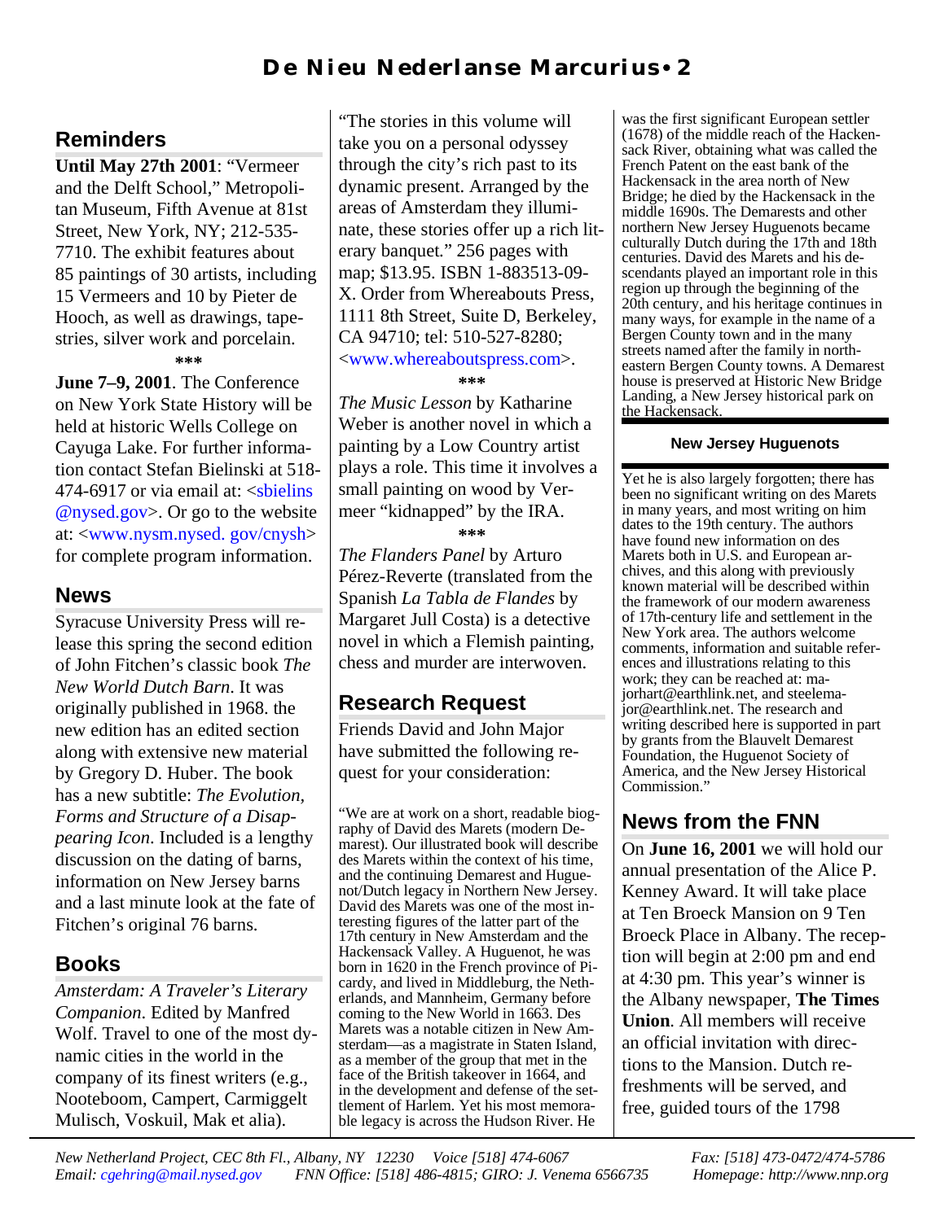## Reminders

**Until May 27th 2001**: "Vermeer and the Delft School," Metropolitan Museum, Fifth Avenue at 81st Street, New York, NY; 212-535-7710. The exhibit features about 85 paintings of 30 artists, including 15 Vermeers and 10 by Pieter de Hooch, as well as drawings, tapestries, silver work and porcelain.

\*\*\*

**June 7–9, 2001**. The Conference on New York State History will be held at historic Wells College on Cayuga Lake. For further information contact Stefan Bielinski at 518-474-6917 or via email at: <sbielins@nysed.gov>. Or go to the website at: <www.nysm.nysed.gov/cnysh> for complete program information.

## News

Syracuse University Press will release this spring the second edition of John Fitchen's classic book *The New World Dutch Barn*. It was originally published in 1968. the new edition has an edited section along with extensive new material by Gregory D. Huber. The book has a new subtitle: *The Evolution, Forms and Structure of a Disappearing Icon*. Included is a lengthy discussion on the dating of barns, information on New Jersey barns and a last minute look at the fate of Fitchen's original 76 barns.

## Books

*Amsterdam: A Traveler's Literary Companion*. Edited by Manfred Wolf. Travel to one of the most dynamic cities in the world in the company of its finest writers (e.g., Nooteboom, Campert, Carmiggelt Mulisch, Voskuil, Mak et alia). "The stories in this volume will take you on a personal odyssey through the city's rich past to its dynamic present. Arranged by the areas of Amsterdam they illuminate, these stories offer up a rich literary banquet." 256 pages with map; $13.95. ISBN 1-883513-09-X. Order from Whereabouts Press, 1111 8th Street, Suite D, Berkeley, CA 94710; tel: 510-527-8280; <www.whereaboutspress.com>.

\*\*\*

*The Music Lesson* by Katharine Weber is another novel in which a painting by a Low Country artist plays a role. This time it involves a small painting on wood by Vermeer "kidnapped" by the IRA.

\*\*\*

*The Flanders Panel* by Arturo Pérez-Reverte (translated from the Spanish *La Tabla de Flandes* by Margaret Jull Costa) is a detective novel in which a Flemish painting, chess and murder are interwoven.

## Research Request

Friends David and John Major have submitted the following request for your consideration:

"We are at work on a short, readable biography of David des Marets (modern Demarest). Our illustrated book will describe des Marets within the context of his time, and the continuing Demarest and Huguenot/Dutch legacy in Northern New Jersey. David des Marets was one of the most interesting figures of the latter part of the 17th century in New Amsterdam and the Hackensack Valley. A Huguenot, he was born in 1620 in the French province of Picardy, and lived in Middleburg, the Netherlands, and Mannheim, Germany before coming to the New World in 1663. Des Marets was a notable citizen in New Amsterdam—as a magistrate in Staten Island, as a member of the group that met in the face of the British takeover in 1664, and in the development and defense of the settlement of Harlem. Yet his most memorable legacy is across the Hudson River. He was the first significant European settler (1678) of the middle reach of the Hackensack River, obtaining what was called the French Patent on the east bank of the Hackensack in the area north of New Bridge; he died by the Hackensack in the middle 1690s. The Demarests and other northern New Jersey Huguenots became culturally Dutch during the 17th and 18th centuries. David des Marets and his descendants played an important role in this region up through the beginning of the 20th century, and his heritage continues in many ways, for example in the name of a Bergen County town and in the many streets named after the family in northeastern Bergen County towns. A Demarest house is preserved at Historic New Bridge Landing, a New Jersey historical park on the Hackensack.

**New Jersey Huguenots**

Yet he is also largely forgotten; there has been no significant writing on des Marets in many years, and most writing on him dates to the 19th century. The authors have found new information on des Marets both in U.S. and European archives, and this along with previously known material will be described within the framework of our modern awareness of 17th-century life and settlement in the New York area. The authors welcome comments, information and suitable references and illustrations relating to this work; they can be reached at: majorhart@earthlink.net, and steelemajor@earthlink.net. The research and writing described here is supported in part by grants from the Blauvelt Demarest Foundation, the Huguenot Society of America, and the New Jersey Historical Commission."

## News from the FNN

On **June 16, 2001** we will hold our annual presentation of the Alice P. Kenney Award. It will take place at Ten Broeck Mansion on 9 Ten Broeck Place in Albany. The reception will begin at 2:00 pm and end at 4:30 pm. This year's winner is the Albany newspaper, **The Times Union**. All members will receive an official invitation with directions to the Mansion. Dutch refreshments will be served, and free, guided tours of the 1798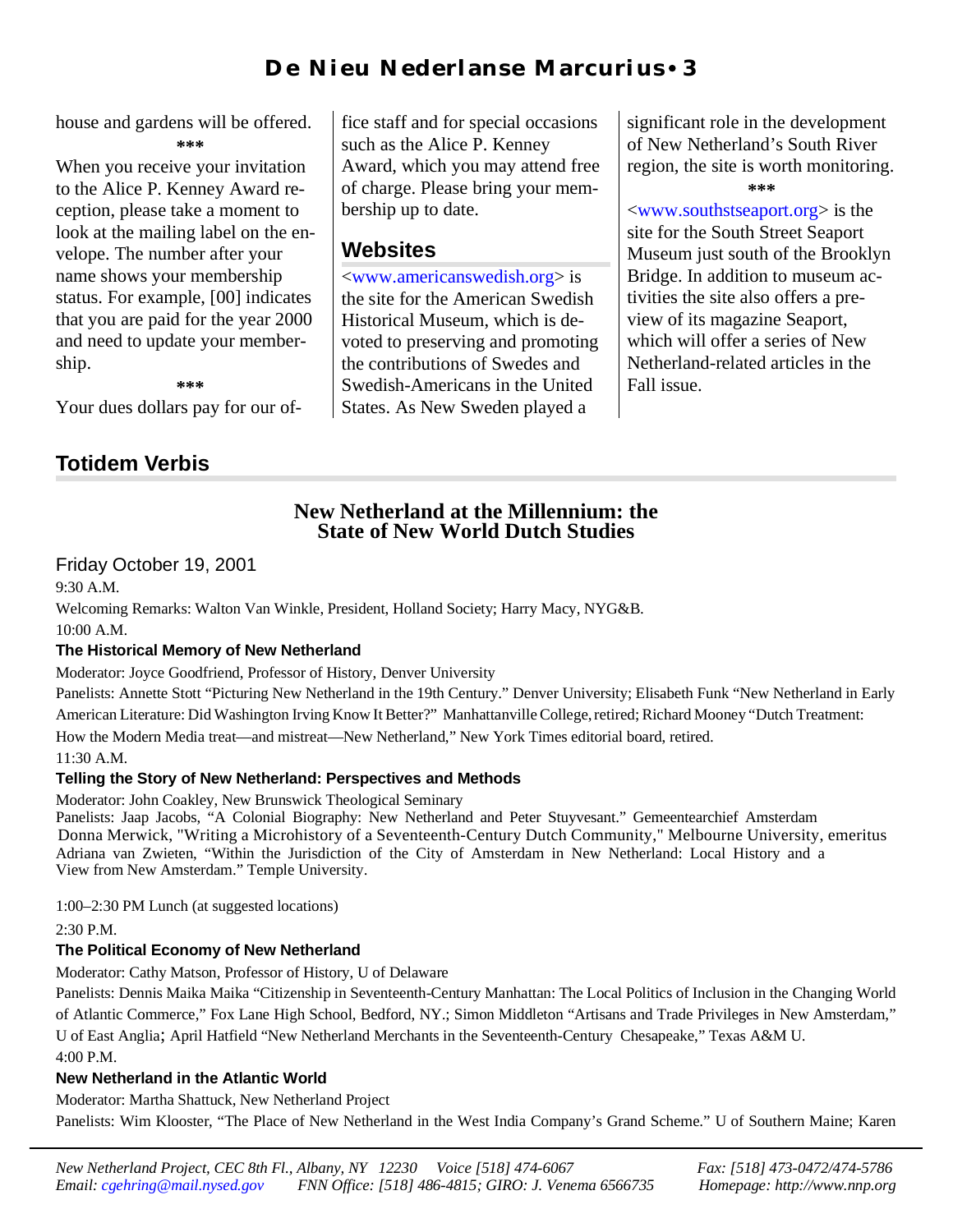house and gardens will be offered.

\*\*\*

When you receive your invitation to the Alice P. Kenney Award reception, please take a moment to look at the mailing label on the envelope. The number after your name shows your membership status. For example, [00] indicates that you are paid for the year 2000 and need to update your membership.

\*\*\*

Your dues dollars pay for our office staff and for special occasions such as the Alice P. Kenney Award, which you may attend free of charge. Please bring your membership up to date.

## Websites

<www.americanswedish.org> is the site for the American Swedish Historical Museum, which is devoted to preserving and promoting the contributions of Swedes and Swedish-Americans in the United States. As New Sweden played a significant role in the development of New Netherland's South River region, the site is worth monitoring.

\*\*\*

<www.southstseaport.org> is the site for the South Street Seaport Museum just south of the Brooklyn Bridge. In addition to museum activities the site also offers a preview of its magazine Seaport, which will offer a series of New Netherland-related articles in the Fall issue.

## Totidem Verbis

### New Netherland at the Millennium: the State of New World Dutch Studies

Friday October 19, 2001

9:30 A.M.

Welcoming Remarks: Walton Van Winkle, President, Holland Society; Harry Macy, NYG&B.

10:00 A.M.

**The Historical Memory of New Netherland**

Moderator: Joyce Goodfriend, Professor of History, Denver University

Panelists: Annette Stott "Picturing New Netherland in the 19th Century." Denver University; Elisabeth Funk "New Netherland in Early American Literature: Did Washington Irving Know It Better?" Manhattanville College, retired; Richard Mooney "Dutch Treatment: How the Modern Media treat—and mistreat—New Netherland," New York Times editorial board, retired.

11:30 A.M.

**Telling the Story of New Netherland: Perspectives and Methods**

Moderator: John Coakley, New Brunswick Theological Seminary

Panelists: Jaap Jacobs, "A Colonial Biography: New Netherland and Peter Stuyvesant." Gemeentearchief Amsterdam Donna Merwick, "Writing a Microhistory of a Seventeenth-Century Dutch Community," Melbourne University, emeritus Adriana van Zwieten, "Within the Jurisdiction of the City of Amsterdam in New Netherland: Local History and a View from New Amsterdam." Temple University.

1:00–2:30 PM Lunch (at suggested locations)

2:30 P.M.

**The Political Economy of New Netherland**

Moderator: Cathy Matson, Professor of History, U of Delaware

Panelists: Dennis Maika Maika "Citizenship in Seventeenth-Century Manhattan: The Local Politics of Inclusion in the Changing World of Atlantic Commerce," Fox Lane High School, Bedford, NY.; Simon Middleton "Artisans and Trade Privileges in New Amsterdam," U of East Anglia; April Hatfield "New Netherland Merchants in the Seventeenth-Century Chesapeake," Texas A&M U.

4:00 P.M.

**New Netherland in the Atlantic World**

Moderator: Martha Shattuck, New Netherland Project

Panelists: Wim Klooster, "The Place of New Netherland in the West India Company's Grand Scheme." U of Southern Maine; Karen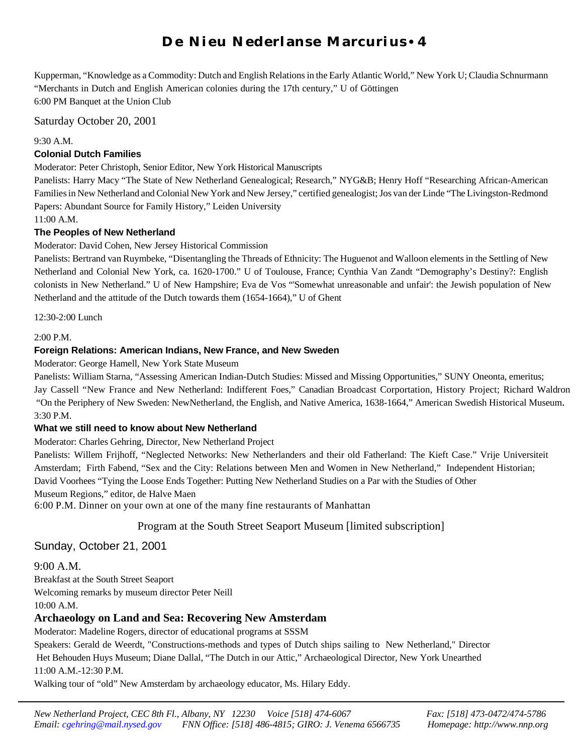Kupperman, “Knowledge as a Commodity: Dutch and English Relations in the Early Atlantic World,” New York U; Claudia Schnurmann “Merchants in Dutch and English American colonies during the 17th century,” U of Göttingen

6:00 PM Banquet at the Union Club

## Saturday October 20, 2001

9:30 A.M.

**Colonial Dutch Families**

Moderator: Peter Christoph, Senior Editor, New York Historical Manuscripts

Panelists: Harry Macy “The State of New Netherland Genealogical; Research,” NYG&B; Henry Hoff “Researching African-American Families in New Netherland and Colonial New York and New Jersey,” certified genealogist; Jos van der Linde “The Livingston-Redmond Papers: Abundant Source for Family History,” Leiden University

11:00 A.M.

**The Peoples of New Netherland**

Moderator: David Cohen, New Jersey Historical Commission

Panelists: Bertrand van Ruymbeke, “Disentangling the Threads of Ethnicity: The Huguenot and Walloon elements in the Settling of New Netherland and Colonial New York, ca. 1620-1700.” U of Toulouse, France; Cynthia Van Zandt “Demography’s Destiny?: English colonists in New Netherland.” U of New Hampshire; Eva de Vos “'Somewhat unreasonable and unfair': the Jewish population of New Netherland and the attitude of the Dutch towards them (1654-1664),” U of Ghent

12:30-2:00 Lunch

2:00 P.M.

**Foreign Relations: American Indians, New France, and New Sweden**

Moderator: George Hamell, New York State Museum

Panelists: William Starna, “Assessing American Indian-Dutch Studies: Missed and Missing Opportunities,” SUNY Oneonta, emeritus; Jay Cassell “New France and New Netherland: Indifferent Foes,” Canadian Broadcast Corportation, History Project; Richard Waldron “On the Periphery of New Sweden: NewNetherland, the English, and Native America, 1638-1664,” American Swedish Historical Museum.

3:30 P.M.

**What we still need to know about New Netherland**

Moderator: Charles Gehring, Director, New Netherland Project

Panelists: Willem Frijhoff, “Neglected Networks: New Netherlanders and their old Fatherland: The Kieft Case.” Vrije Universiteit Amsterdam; Firth Fabend, “Sex and the City: Relations between Men and Women in New Netherland,” Independent Historian; David Voorhees “Tying the Loose Ends Together: Putting New Netherland Studies on a Par with the Studies of Other Museum Regions,” editor, de Halve Maen

6:00 P.M. Dinner on your own at one of the many fine restaurants of Manhattan

Program at the South Street Seaport Museum [limited subscription]

## Sunday, October 21, 2001

9:00 A.M.

Breakfast at the South Street Seaport

Welcoming remarks by museum director Peter Neill

10:00 A.M.

**Archaeology on Land and Sea: Recovering New Amsterdam**

Moderator: Madeline Rogers, director of educational programs at SSSM

Speakers: Gerald de Weerdt, "Constructions-methods and types of Dutch ships sailing to New Netherland," Director Het Behouden Huys Museum; Diane Dallal, “The Dutch in our Attic,” Archaeological Director, New York Unearthed

11:00 A.M.-12:30 P.M.

Walking tour of “old” New Amsterdam by archaeology educator, Ms. Hilary Eddy.